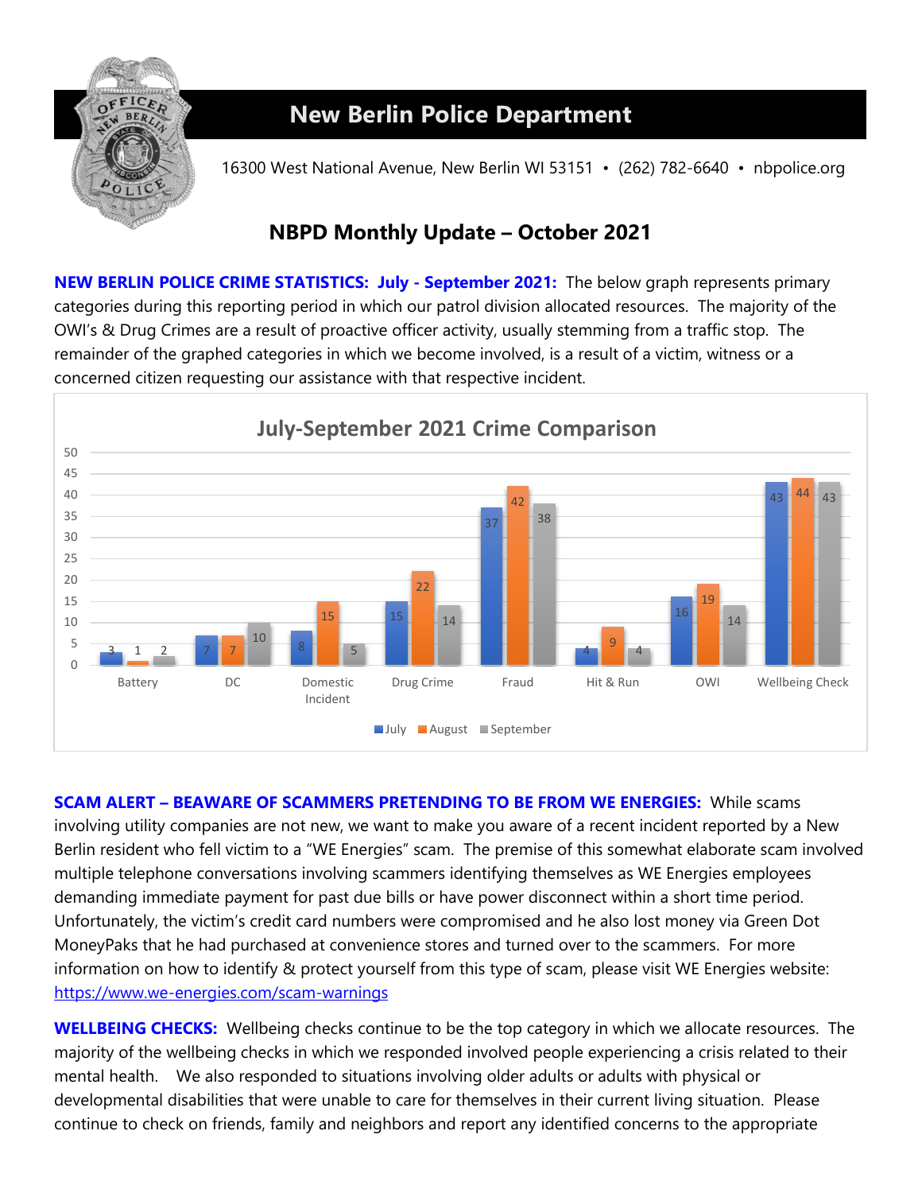# New Berlin Police Department

16300 West National Avenue, New Berlin WI 53151 • (262) 782-6640 • nbpolice.org

## NBPD Monthly Update – October 2021

**NEW BERLIN POLICE CRIME STATISTICS: July - September 2021:** The below graph represents primary categories during this reporting period in which our patrol division allocated resources. The majority of the OWI's & Drug Crimes are a result of proactive officer activity, usually stemming from a traffic stop. The remainder of the graphed categories in which we become involved, is a result of a victim, witness or a concerned citizen requesting our assistance with that respective incident.

**July-September 2021 Crime Comparison**

| Category | July | August | September |
|---|---|---|---|
| Battery | 3 | 1 | 2 |
| DC | 7 | 7 | 10 |
| Domestic Incident | 8 | 15 | 5 |
| Drug Crime | 15 | 22 | 14 |
| Fraud | 37 | 42 | 38 |
| Hit & Run | 4 | 9 | 4 |
| OWI | 16 | 19 | 14 |
| Wellbeing Check | 43 | 44 | 43 |

**SCAM ALERT – BEAWARE OF SCAMMERS PRETENDING TO BE FROM WE ENERGIES:** While scams involving utility companies are not new, we want to make you aware of a recent incident reported by a New Berlin resident who fell victim to a "WE Energies" scam. The premise of this somewhat elaborate scam involved multiple telephone conversations involving scammers identifying themselves as WE Energies employees demanding immediate payment for past due bills or have power disconnect within a short time period. Unfortunately, the victim's credit card numbers were compromised and he also lost money via Green Dot MoneyPaks that he had purchased at convenience stores and turned over to the scammers. For more information on how to identify & protect yourself from this type of scam, please visit WE Energies website: https://www.we-energies.com/scam-warnings

**WELLBEING CHECKS:** Wellbeing checks continue to be the top category in which we allocate resources. The majority of the wellbeing checks in which we responded involved people experiencing a crisis related to their mental health. We also responded to situations involving older adults or adults with physical or developmental disabilities that were unable to care for themselves in their current living situation. Please continue to check on friends, family and neighbors and report any identified concerns to the appropriate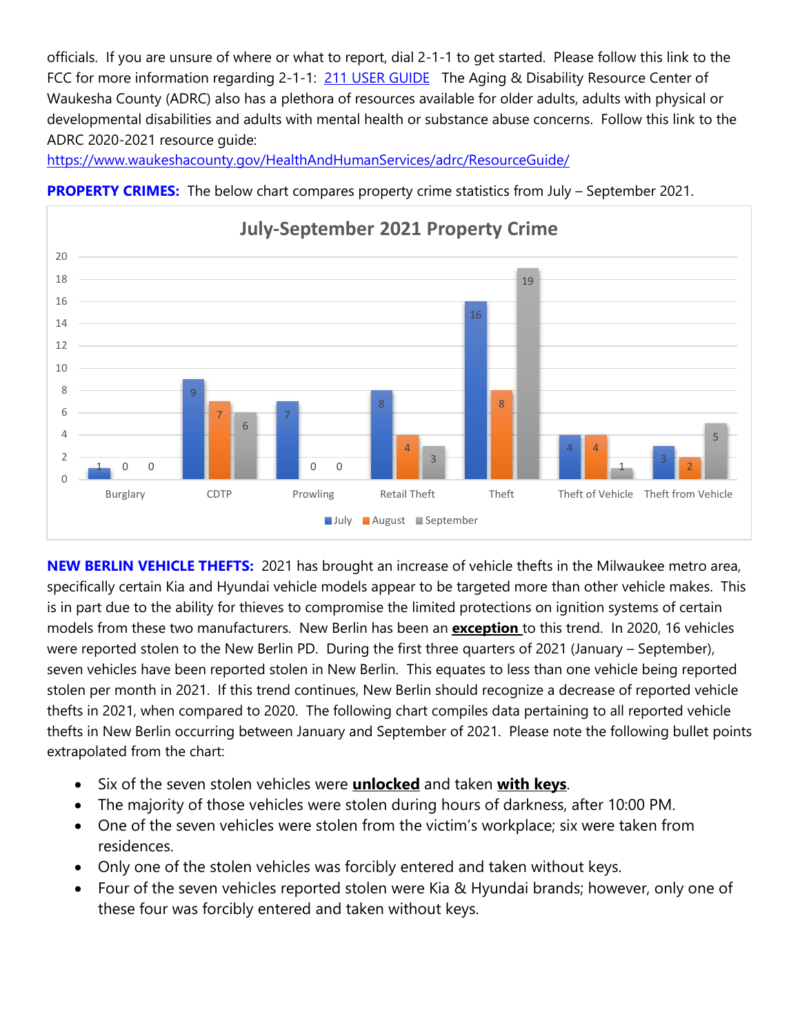officials. If you are unsure of where or what to report, dial 2-1-1 to get started. Please follow this link to the FCC for more information regarding 2-1-1: [211 USER GUIDE](211 USER GUIDE) The Aging & Disability Resource Center of Waukesha County (ADRC) also has a plethora of resources available for older adults, adults with physical or developmental disabilities and adults with mental health or substance abuse concerns. Follow this link to the ADRC 2020-2021 resource guide:
https://www.waukeshacounty.gov/HealthAndHumanServices/adrc/ResourceGuide/

**PROPERTY CRIMES:** The below chart compares property crime statistics from July – September 2021.

**July-September 2021 Property Crime**

| | July | August | September |
|---|---|---|---|
| Burglary | 1 | 0 | 0 |
| CDTP | 9 | 7 | 6 |
| Prowling | 7 | 0 | 0 |
| Retail Theft | 8 | 4 | 3 |
| Theft | 16 | 8 | 19 |
| Theft of Vehicle | 4 | 4 | 1 |
| Theft from Vehicle | 3 | 2 | 5 |

**NEW BERLIN VEHICLE THEFTS:** 2021 has brought an increase of vehicle thefts in the Milwaukee metro area, specifically certain Kia and Hyundai vehicle models appear to be targeted more than other vehicle makes. This is in part due to the ability for thieves to compromise the limited protections on ignition systems of certain models from these two manufacturers. New Berlin has been an **exception** to this trend. In 2020, 16 vehicles were reported stolen to the New Berlin PD. During the first three quarters of 2021 (January – September), seven vehicles have been reported stolen in New Berlin. This equates to less than one vehicle being reported stolen per month in 2021. If this trend continues, New Berlin should recognize a decrease of reported vehicle thefts in 2021, when compared to 2020. The following chart compiles data pertaining to all reported vehicle thefts in New Berlin occurring between January and September of 2021. Please note the following bullet points extrapolated from the chart:

- Six of the seven stolen vehicles were **unlocked** and taken **with keys**.
- The majority of those vehicles were stolen during hours of darkness, after 10:00 PM.
- One of the seven vehicles were stolen from the victim's workplace; six were taken from residences.
- Only one of the stolen vehicles was forcibly entered and taken without keys.
- Four of the seven vehicles reported stolen were Kia & Hyundai brands; however, only one of these four was forcibly entered and taken without keys.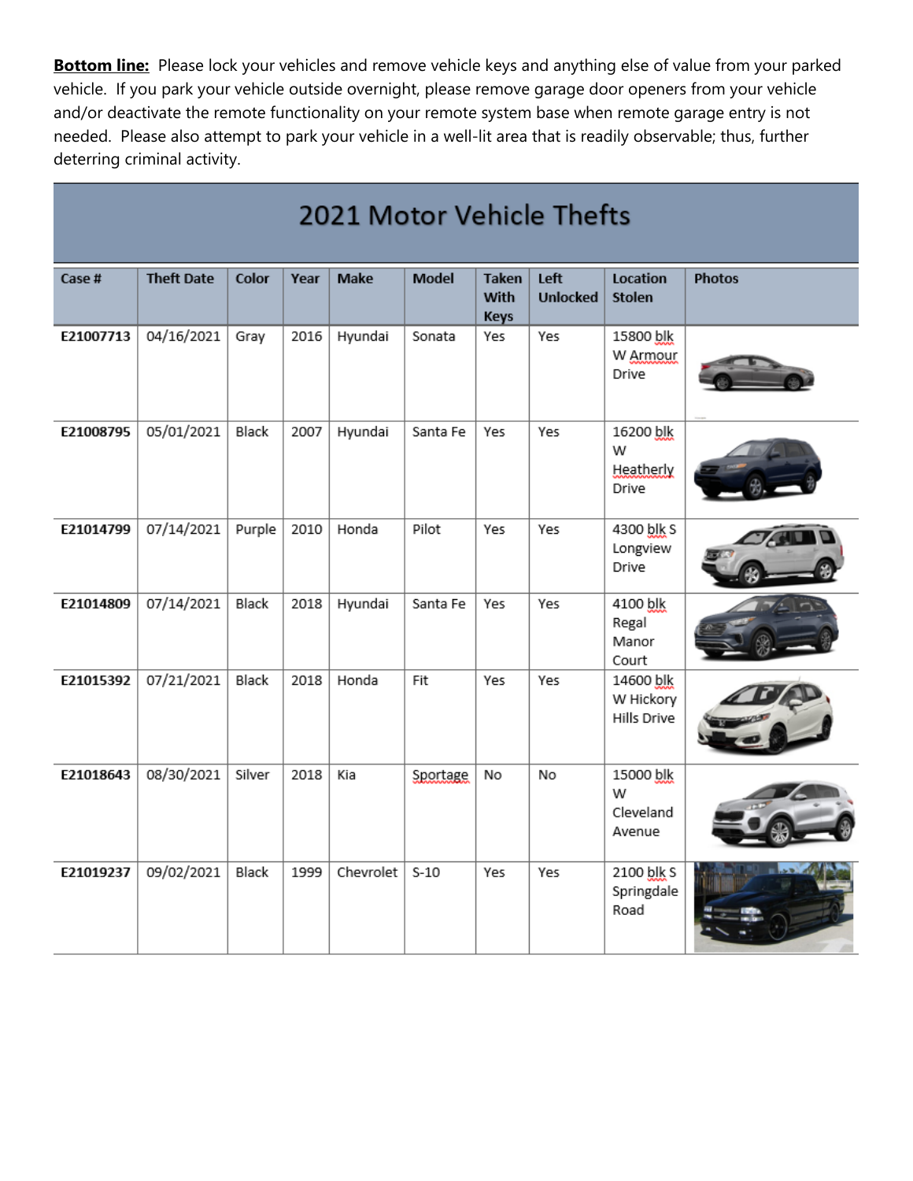**Bottom line:** Please lock your vehicles and remove vehicle keys and anything else of value from your parked vehicle. If you park your vehicle outside overnight, please remove garage door openers from your vehicle and/or deactivate the remote functionality on your remote system base when remote garage entry is not needed. Please also attempt to park your vehicle in a well-lit area that is readily observable; thus, further deterring criminal activity.

## 2021 Motor Vehicle Thefts

| Case # | Theft Date | Color | Year | Make | Model | Taken With Keys | Left Unlocked | Location Stolen | Photos |
|---|---|---|---|---|---|---|---|---|---|
| E21007713 | 04/16/2021 | Gray | 2016 | Hyundai | Sonata | Yes | Yes | 15800 blk W Armour Drive | |
| E21008795 | 05/01/2021 | Black | 2007 | Hyundai | Santa Fe | Yes | Yes | 16200 blk W Heatherly Drive | |
| E21014799 | 07/14/2021 | Purple | 2010 | Honda | Pilot | Yes | Yes | 4300 blk S Longview Drive | |
| E21014809 | 07/14/2021 | Black | 2018 | Hyundai | Santa Fe | Yes | Yes | 4100 blk Regal Manor Court | |
| E21015392 | 07/21/2021 | Black | 2018 | Honda | Fit | Yes | Yes | 14600 blk W Hickory Hills Drive | |
| E21018643 | 08/30/2021 | Silver | 2018 | Kia | Sportage | No | No | 15000 blk W Cleveland Avenue | |
| E21019237 | 09/02/2021 | Black | 1999 | Chevrolet | S-10 | Yes | Yes | 2100 blk S Springdale Road | |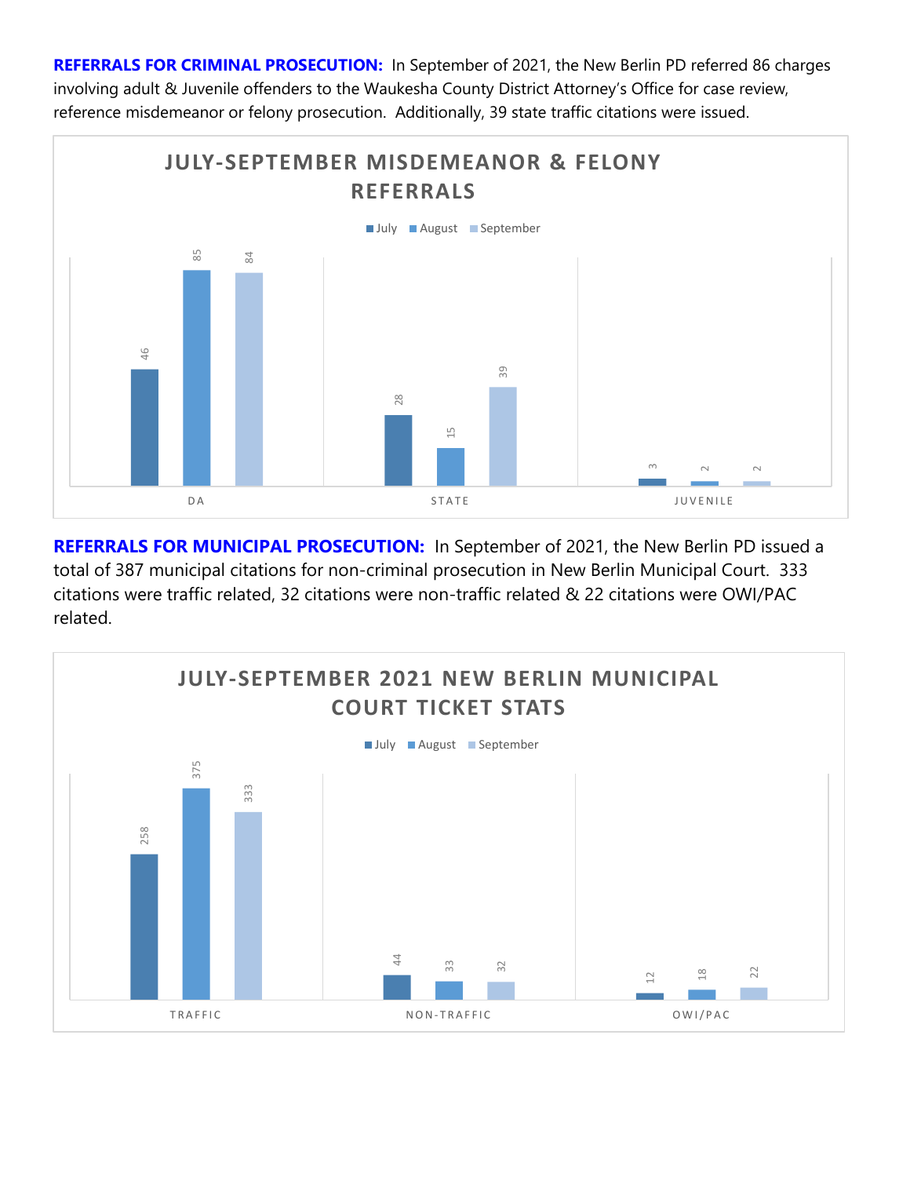**REFERRALS FOR CRIMINAL PROSECUTION:** In September of 2021, the New Berlin PD referred 86 charges involving adult & Juvenile offenders to the Waukesha County District Attorney's Office for case review, reference misdemeanor or felony prosecution. Additionally, 39 state traffic citations were issued.

**JULY-SEPTEMBER MISDEMEANOR & FELONY REFERRALS**

| | July | August | September |
|---|---|---|---|
| DA | 46 | 85 | 84 |
| STATE | 28 | 15 | 39 |
| JUVENILE | 3 | 2 | 2 |

**REFERRALS FOR MUNICIPAL PROSECUTION:** In September of 2021, the New Berlin PD issued a total of 387 municipal citations for non-criminal prosecution in New Berlin Municipal Court. 333 citations were traffic related, 32 citations were non-traffic related & 22 citations were OWI/PAC related.

**JULY-SEPTEMBER 2021 NEW BERLIN MUNICIPAL COURT TICKET STATS**

| | July | August | September |
|---|---|---|---|
| TRAFFIC | 258 | 375 | 333 |
| NON-TRAFFIC | 44 | 33 | 32 |
| OWI/PAC | 12 | 18 | 22 |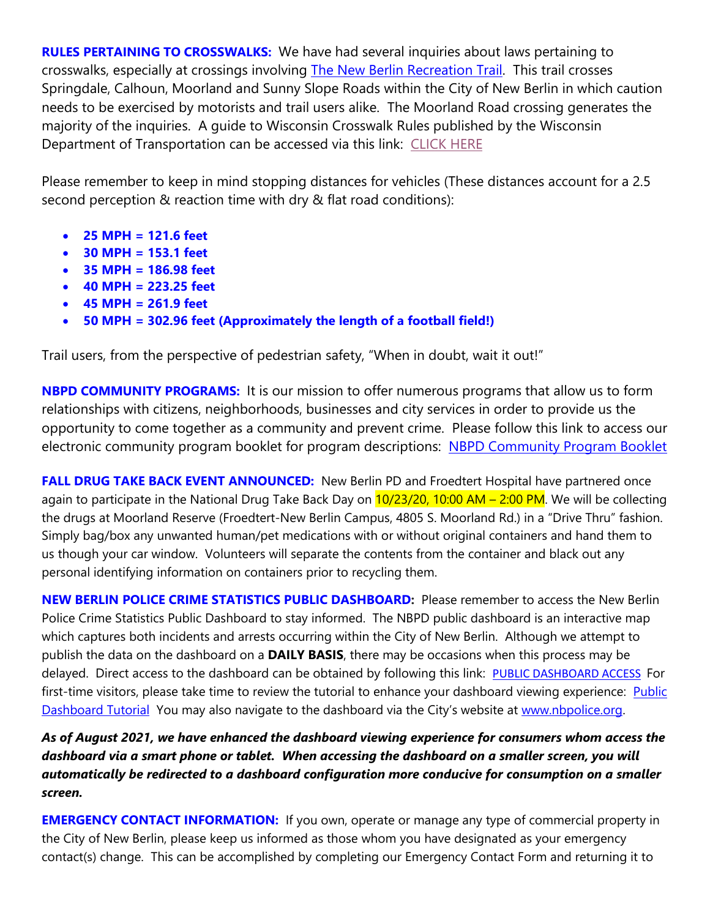**RULES PERTAINING TO CROSSWALKS:** We have had several inquiries about laws pertaining to crosswalks, especially at crossings involving The New Berlin Recreation Trail. This trail crosses Springdale, Calhoun, Moorland and Sunny Slope Roads within the City of New Berlin in which caution needs to be exercised by motorists and trail users alike. The Moorland Road crossing generates the majority of the inquiries. A guide to Wisconsin Crosswalk Rules published by the Wisconsin Department of Transportation can be accessed via this link: CLICK HERE

Please remember to keep in mind stopping distances for vehicles (These distances account for a 2.5 second perception & reaction time with dry & flat road conditions):

- **25 MPH = 121.6 feet**
- **30 MPH = 153.1 feet**
- **35 MPH = 186.98 feet**
- **40 MPH = 223.25 feet**
- **45 MPH = 261.9 feet**
- **50 MPH = 302.96 feet (Approximately the length of a football field!)**

Trail users, from the perspective of pedestrian safety, "When in doubt, wait it out!"

**NBPD COMMUNITY PROGRAMS:** It is our mission to offer numerous programs that allow us to form relationships with citizens, neighborhoods, businesses and city services in order to provide us the opportunity to come together as a community and prevent crime. Please follow this link to access our electronic community program booklet for program descriptions: NBPD Community Program Booklet

**FALL DRUG TAKE BACK EVENT ANNOUNCED:** New Berlin PD and Froedtert Hospital have partnered once again to participate in the National Drug Take Back Day on 10/23/20, 10:00 AM – 2:00 PM. We will be collecting the drugs at Moorland Reserve (Froedtert-New Berlin Campus, 4805 S. Moorland Rd.) in a "Drive Thru" fashion. Simply bag/box any unwanted human/pet medications with or without original containers and hand them to us though your car window. Volunteers will separate the contents from the container and black out any personal identifying information on containers prior to recycling them.

**NEW BERLIN POLICE CRIME STATISTICS PUBLIC DASHBOARD:** Please remember to access the New Berlin Police Crime Statistics Public Dashboard to stay informed. The NBPD public dashboard is an interactive map which captures both incidents and arrests occurring within the City of New Berlin. Although we attempt to publish the data on the dashboard on a **DAILY BASIS**, there may be occasions when this process may be delayed. Direct access to the dashboard can be obtained by following this link: PUBLIC DASHBOARD ACCESS For first-time visitors, please take time to review the tutorial to enhance your dashboard viewing experience: Public Dashboard Tutorial You may also navigate to the dashboard via the City's website at www.nbpolice.org.

***As of August 2021, we have enhanced the dashboard viewing experience for consumers whom access the dashboard via a smart phone or tablet. When accessing the dashboard on a smaller screen, you will automatically be redirected to a dashboard configuration more conducive for consumption on a smaller screen.***

**EMERGENCY CONTACT INFORMATION:** If you own, operate or manage any type of commercial property in the City of New Berlin, please keep us informed as those whom you have designated as your emergency contact(s) change. This can be accomplished by completing our Emergency Contact Form and returning it to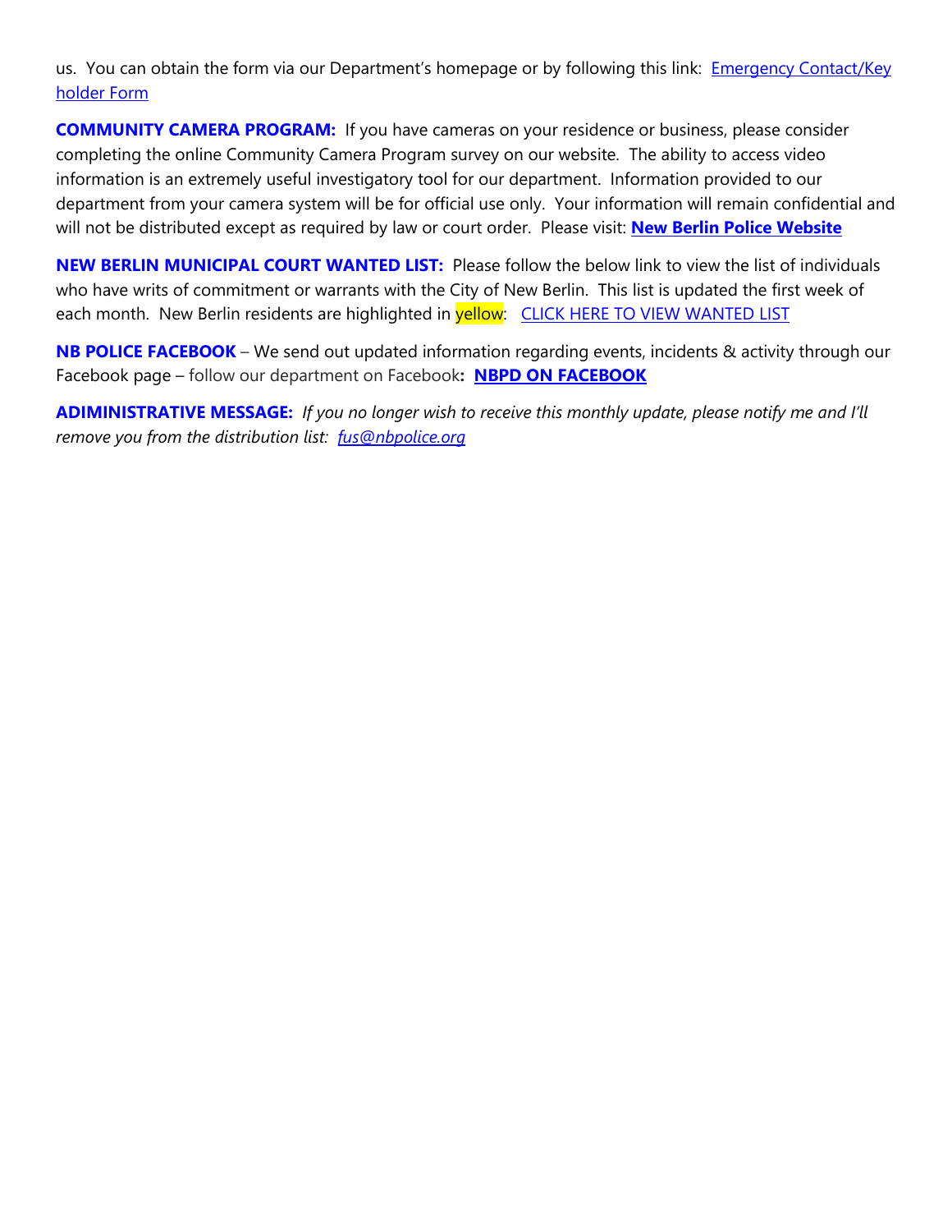us. You can obtain the form via our Department's homepage or by following this link: Emergency Contact/Key holder Form

**COMMUNITY CAMERA PROGRAM:** If you have cameras on your residence or business, please consider completing the online Community Camera Program survey on our website. The ability to access video information is an extremely useful investigatory tool for our department. Information provided to our department from your camera system will be for official use only. Your information will remain confidential and will not be distributed except as required by law or court order. Please visit: **New Berlin Police Website**

**NEW BERLIN MUNICIPAL COURT WANTED LIST:** Please follow the below link to view the list of individuals who have writs of commitment or warrants with the City of New Berlin. This list is updated the first week of each month. New Berlin residents are highlighted in yellow: CLICK HERE TO VIEW WANTED LIST

**NB POLICE FACEBOOK** – We send out updated information regarding events, incidents & activity through our Facebook page – follow our department on Facebook**:** **NBPD ON FACEBOOK**

**ADIMINISTRATIVE MESSAGE:** *If you no longer wish to receive this monthly update, please notify me and I'll remove you from the distribution list: fus@nbpolice.org*